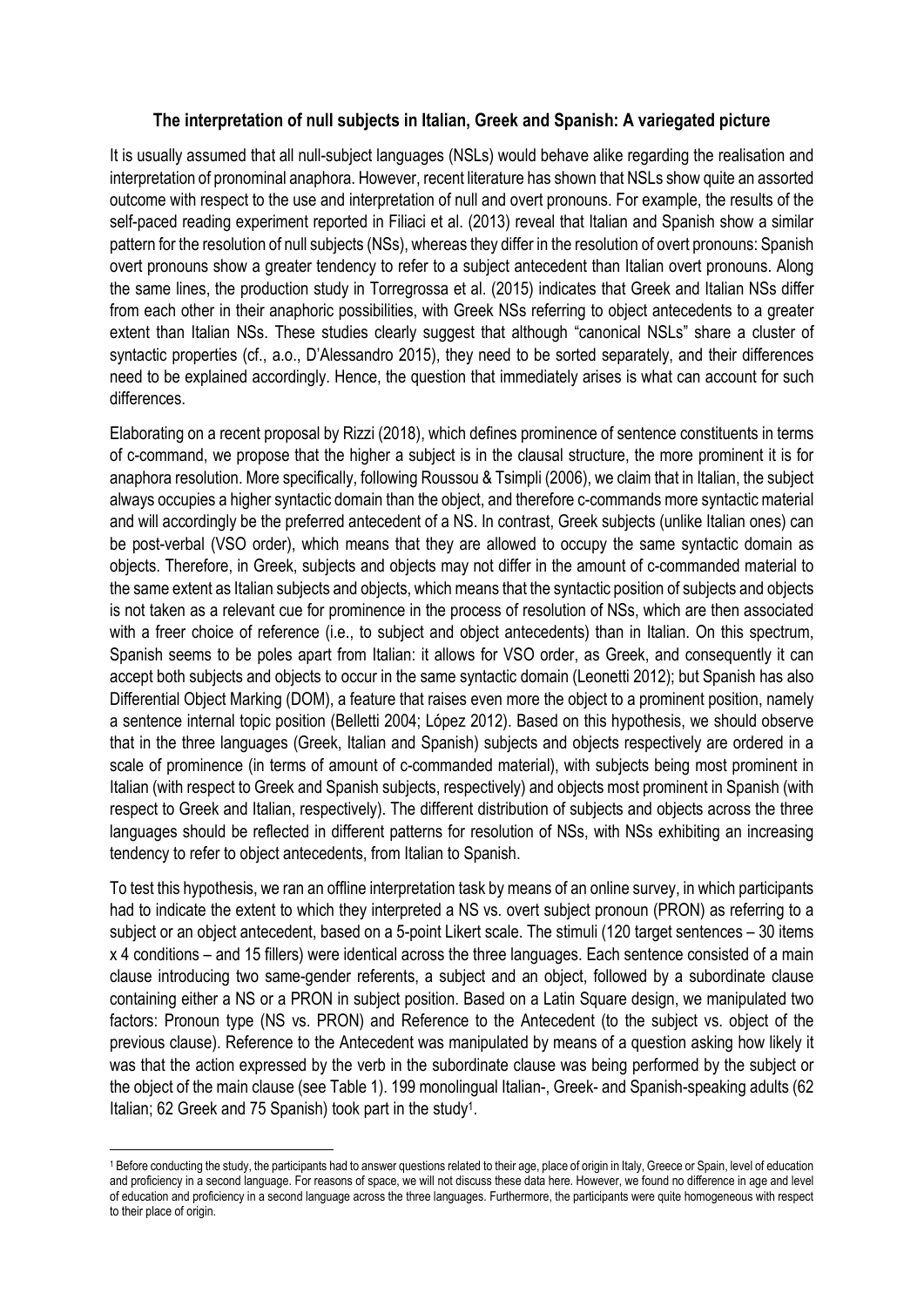**The interpretation of null subjects in Italian, Greek and Spanish: A variegated picture**

It is usually assumed that all null-subject languages (NSLs) would behave alike regarding the realisation and interpretation of pronominal anaphora. However, recent literature has shown that NSLs show quite an assorted outcome with respect to the use and interpretation of null and overt pronouns. For example, the results of the self-paced reading experiment reported in Filiaci et al. (2013) reveal that Italian and Spanish show a similar pattern for the resolution of null subjects (NSs), whereas they differ in the resolution of overt pronouns: Spanish overt pronouns show a greater tendency to refer to a subject antecedent than Italian overt pronouns. Along the same lines, the production study in Torregrossa et al. (2015) indicates that Greek and Italian NSs differ from each other in their anaphoric possibilities, with Greek NSs referring to object antecedents to a greater extent than Italian NSs. These studies clearly suggest that although "canonical NSLs" share a cluster of syntactic properties (cf., a.o., D'Alessandro 2015), they need to be sorted separately, and their differences need to be explained accordingly. Hence, the question that immediately arises is what can account for such differences.

Elaborating on a recent proposal by Rizzi (2018), which defines prominence of sentence constituents in terms of c-command, we propose that the higher a subject is in the clausal structure, the more prominent it is for anaphora resolution. More specifically, following Roussou & Tsimpli (2006), we claim that in Italian, the subject always occupies a higher syntactic domain than the object, and therefore c-commands more syntactic material and will accordingly be the preferred antecedent of a NS. In contrast, Greek subjects (unlike Italian ones) can be post-verbal (VSO order), which means that they are allowed to occupy the same syntactic domain as objects. Therefore, in Greek, subjects and objects may not differ in the amount of c-commanded material to the same extent as Italian subjects and objects, which means that the syntactic position of subjects and objects is not taken as a relevant cue for prominence in the process of resolution of NSs, which are then associated with a freer choice of reference (i.e., to subject and object antecedents) than in Italian. On this spectrum, Spanish seems to be poles apart from Italian: it allows for VSO order, as Greek, and consequently it can accept both subjects and objects to occur in the same syntactic domain (Leonetti 2012); but Spanish has also Differential Object Marking (DOM), a feature that raises even more the object to a prominent position, namely a sentence internal topic position (Belletti 2004; López 2012). Based on this hypothesis, we should observe that in the three languages (Greek, Italian and Spanish) subjects and objects respectively are ordered in a scale of prominence (in terms of amount of c-commanded material), with subjects being most prominent in Italian (with respect to Greek and Spanish subjects, respectively) and objects most prominent in Spanish (with respect to Greek and Italian, respectively). The different distribution of subjects and objects across the three languages should be reflected in different patterns for resolution of NSs, with NSs exhibiting an increasing tendency to refer to object antecedents, from Italian to Spanish.

To test this hypothesis, we ran an offline interpretation task by means of an online survey, in which participants had to indicate the extent to which they interpreted a NS vs. overt subject pronoun (PRON) as referring to a subject or an object antecedent, based on a 5-point Likert scale. The stimuli (120 target sentences – 30 items x 4 conditions – and 15 fillers) were identical across the three languages. Each sentence consisted of a main clause introducing two same-gender referents, a subject and an object, followed by a subordinate clause containing either a NS or a PRON in subject position. Based on a Latin Square design, we manipulated two factors: Pronoun type (NS vs. PRON) and Reference to the Antecedent (to the subject vs. object of the previous clause). Reference to the Antecedent was manipulated by means of a question asking how likely it was that the action expressed by the verb in the subordinate clause was being performed by the subject or the object of the main clause (see Table 1). 199 monolingual Italian-, Greek- and Spanish-speaking adults (62 Italian; 62 Greek and 75 Spanish) took part in the study[1].

[1] Before conducting the study, the participants had to answer questions related to their age, place of origin in Italy, Greece or Spain, level of education and proficiency in a second language. For reasons of space, we will not discuss these data here. However, we found no difference in age and level of education and proficiency in a second language across the three languages. Furthermore, the participants were quite homogeneous with respect to their place of origin.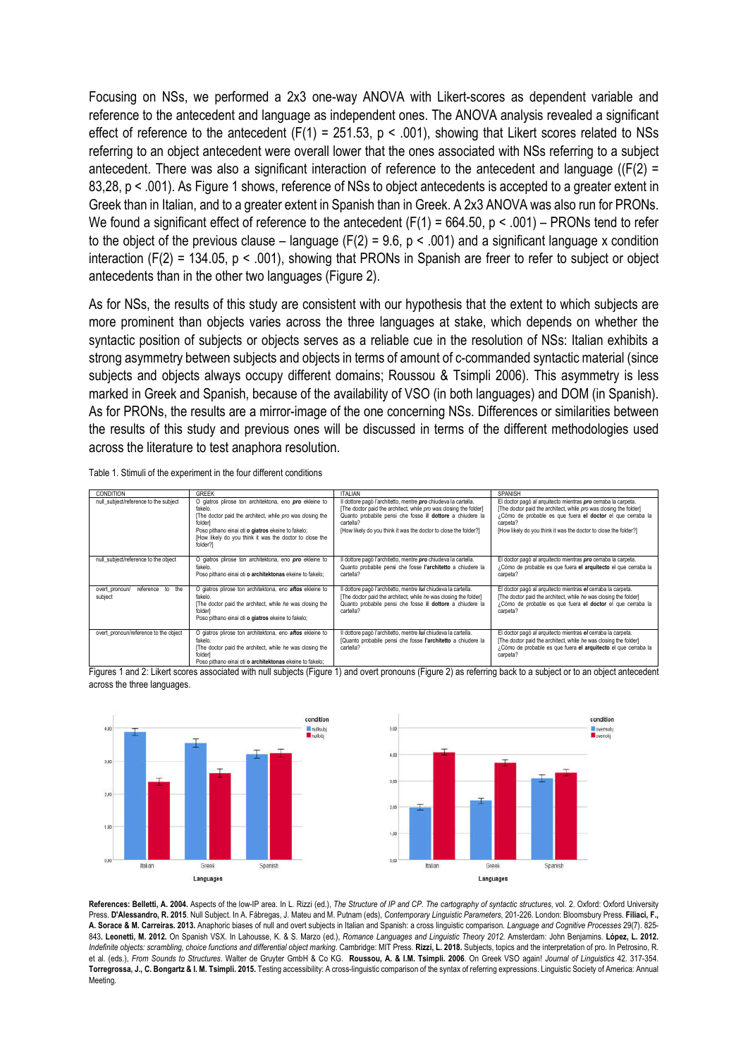Focusing on NSs, we performed a 2x3 one-way ANOVA with Likert-scores as dependent variable and reference to the antecedent and language as independent ones. The ANOVA analysis revealed a significant effect of reference to the antecedent ($F(1) = 251.53$, $p < .001$), showing that Likert scores related to NSs referring to an object antecedent were overall lower that the ones associated with NSs referring to a subject antecedent. There was also a significant interaction of reference to the antecedent and language (($F(2) = 83{,}28$, $p < .001$). As Figure 1 shows, reference of NSs to object antecedents is accepted to a greater extent in Greek than in Italian, and to a greater extent in Spanish than in Greek. A 2x3 ANOVA was also run for PRONs. We found a significant effect of reference to the antecedent ($F(1) = 664.50$, $p < .001$) – PRONs tend to refer to the object of the previous clause – language ($F(2) = 9.6$, $p < .001$) and a significant language x condition interaction ($F(2) = 134.05$, $p < .001$), showing that PRONs in Spanish are freer to refer to subject or object antecedents than in the other two languages (Figure 2).

As for NSs, the results of this study are consistent with our hypothesis that the extent to which subjects are more prominent than objects varies across the three languages at stake, which depends on whether the syntactic position of subjects or objects serves as a reliable cue in the resolution of NSs: Italian exhibits a strong asymmetry between subjects and objects in terms of amount of c-commanded syntactic material (since subjects and objects always occupy different domains; Roussou & Tsimpli 2006). This asymmetry is less marked in Greek and Spanish, because of the availability of VSO (in both languages) and DOM (in Spanish). As for PRONs, the results are a mirror-image of the one concerning NSs. Differences or similarities between the results of this study and previous ones will be discussed in terms of the different methodologies used across the literature to test anaphora resolution.

Table 1. Stimuli of the experiment in the four different conditions

| CONDITION | GREEK | ITALIAN | SPANISH |
|---|---|---|---|
| null_subject/reference to the subject | O giatros plirose ton architektona, eno ***pro*** ekleine to fakelo. [The doctor paid the architect, while *pro* was closing the folder] Poso pithano einai oti **o giatros** ekeine to fakelo; [How likely do you think it was the doctor to close the folder?] | Il dottore pagò l'architetto, mentre ***pro*** chiudeva la cartella. [The doctor paid the architect, while *pro* was closing the folder] Quanto probabile pensi che fosse **il dottore** a chiudere la cartella? [How likely do you think it was the doctor to close the folder?] | El doctor pagó al arquitecto mientras ***pro*** cerraba la carpeta. [The doctor paid the architect, while *pro* was closing the folder] ¿Cómo de probable es que fuera **el doctor** el que cerraba la carpeta? [How likely do you think it was the doctor to close the folder?] |
| null_subject/reference to the object | O giatros plirose ton architektona, eno ***pro*** ekleine to fakelo. Poso pithano einai oti **o architektonas** ekeine to fakelo; | Il dottore pagò l'architetto, mentre ***pro*** chiudeva la cartella. Quanto probabile pensi che fosse **l'architetto** a chiudere la cartella? | El doctor pagó al arquitecto mientras ***pro*** cerraba la carpeta. ¿Cómo de probable es que fuera **el arquitecto** el que cerraba la carpeta? |
| overt_pronoun/ reference to the subject | O giatros plirose ton architektona, eno ***aftos*** ekleine to fakelo. [The doctor paid the architect, while *he* was closing the folder] Poso pithano einai oti **o giatros** ekeine to fakelo; | Il dottore pagò l'architetto, mentre ***lui*** chiudeva la cartella. [The doctor paid the architect, while *he* was closing the folder] Quanto probabile pensi che fosse **il dottore** a chiudere la cartella? | El doctor pagó al arquitecto mientras ***el*** cerraba la carpeta. [The doctor paid the architect, while *he* was closing the folder] ¿Cómo de probable es que fuera **el doctor** el que cerraba la carpeta? |
| overt_pronoun/reference to the object | O giatros plirose ton architektona, eno ***aftos*** ekleine to fakelo. [The doctor paid the architect, while *he* was closing the folder] Poso pithano einai oti **o architektonas** ekeine to fakelo; | Il dottore pagò l'architetto, mentre ***lui*** chiudeva la cartella. [Quanto probabile pensi che fosse **l'architetto** a chiudere la cartella? | El doctor pagó al arquitecto mientras ***el*** cerraba la carpeta. [The doctor paid the architect, while *he* was closing the folder] ¿Cómo de probable es que fuera **el arquitecto** el que cerraba la carpeta? |

Figures 1 and 2: Likert scores associated with null subjects (Figure 1) and overt pronouns (Figure 2) as referring back to a subject or to an object antecedent across the three languages.

condition
nullsubj
nullobj
4,00
3,00
2,00
1,00
0,00
Italian
Greek
Spanish
Languages

condition
overtsubj
overtobj
5,00
4,00
3,00
2,00
1,00
0,00
Italian
Greek
Spanish
Languages

**References: Belletti, A. 2004.** Aspects of the low-IP area. In L. Rizzi (ed.), *The Structure of IP and CP. The cartography of syntactic structures*, vol. 2. Oxford: Oxford University Press. **D'Alessandro, R. 2015**. Null Subject. In A. Fábregas, J. Mateu and M. Putnam (eds), *Contemporary Linguistic Parameters*, 201-226. London: Bloomsbury Press. **Filiaci, F., A. Sorace & M. Carreiras. 2013.** Anaphoric biases of null and overt subjects in Italian and Spanish: a cross linguistic comparison. *Language and Cognitive Processes* 29(7). 825-843**. Leonetti, M. 2012.** On Spanish VSX. In Lahousse, K. & S. Marzo (ed.), *Romance Languages and Linguistic Theory 2012.* Amsterdam: John Benjamins. **López, L. 2012.** *Indefinite objects: scrambling, choice functions and differential object marking*. Cambridge: MIT Press. **Rizzi, L. 2018.** Subjects, topics and the interpretation of pro. In Petrosino, R. et al. (eds.), *From Sounds to Structures*. Walter de Gruyter GmbH & Co KG. **Roussou, A. & I.M. Tsimpli. 2006**. On Greek VSO again! *Journal of Linguistics* 42. 317-354. **Torregrossa, J., C. Bongartz & I. M. Tsimpli. 2015.** Testing accessibility: A cross-linguistic comparison of the syntax of referring expressions. Linguistic Society of America: Annual Meeting.